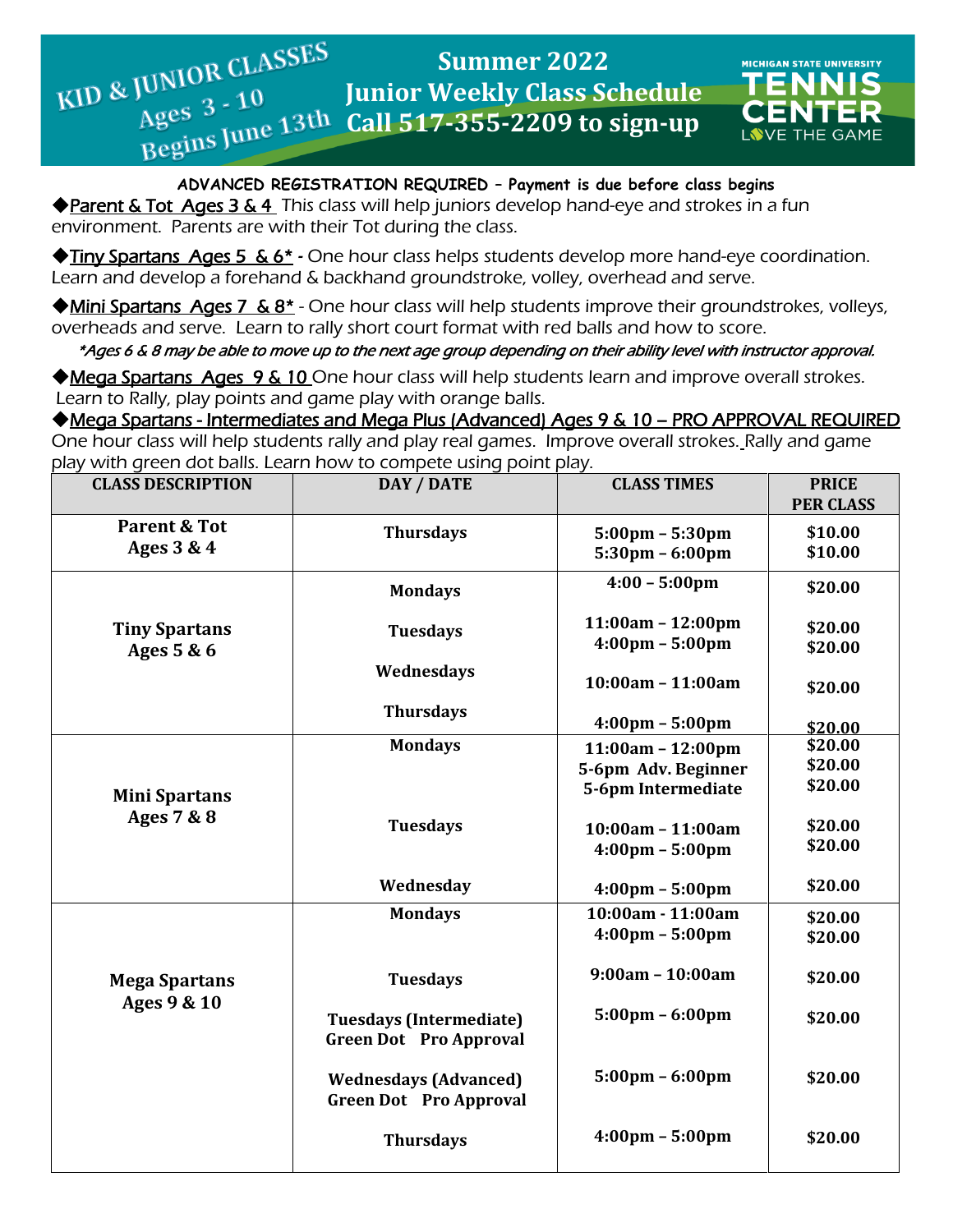# KID & JUNIOR CLASSES
## Ages 3 - 10
## Begins June 13th

# Summer 2022
## Junior Weekly Class Schedule
## Call 517-355-2209 to sign-up

MICHIGAN STATE UNIVERSITY TENNIS CENTER LOVE THE GAME

**ADVANCED REGISTRATION REQUIRED – Payment is due before class begins**

◆Parent & Tot Ages 3 & 4 This class will help juniors develop hand-eye and strokes in a fun environment. Parents are with their Tot during the class.

◆Tiny Spartans Ages 5 & 6* - One hour class helps students develop more hand-eye coordination. Learn and develop a forehand & backhand groundstroke, volley, overhead and serve.

◆Mini Spartans Ages 7 & 8* - One hour class will help students improve their groundstrokes, volleys, overheads and serve. Learn to rally short court format with red balls and how to score.

*\*Ages 6 & 8 may be able to move up to the next age group depending on their ability level with instructor approval.*

◆Mega Spartans Ages 9 & 10 One hour class will help students learn and improve overall strokes. Learn to Rally, play points and game play with orange balls.

◆Mega Spartans - Intermediates and Mega Plus (Advanced) Ages 9 & 10 – PRO APPROVAL REQUIRED One hour class will help students rally and play real games. Improve overall strokes. Rally and game play with green dot balls. Learn how to compete using point play.

| CLASS DESCRIPTION | DAY / DATE | CLASS TIMES | PRICE PER CLASS |
|---|---|---|---|
| **Parent & Tot Ages 3 & 4** | Thursdays | 5:00pm – 5:30pm<br>5:30pm – 6:00pm | $10.00<br>$10.00 |
| **Tiny Spartans Ages 5 & 6** | Mondays | 4:00 – 5:00pm | $20.00 |
| | Tuesdays | 11:00am – 12:00pm<br>4:00pm – 5:00pm | $20.00<br>$20.00 |
| | Wednesdays | 10:00am – 11:00am | $20.00 |
| | Thursdays | 4:00pm – 5:00pm | $20.00 |
| **Mini Spartans Ages 7 & 8** | Mondays | 11:00am – 12:00pm<br>5-6pm Adv. Beginner<br>5-6pm Intermediate | $20.00<br>$20.00<br>$20.00 |
| | Tuesdays | 10:00am – 11:00am<br>4:00pm – 5:00pm | $20.00<br>$20.00 |
| | Wednesday | 4:00pm – 5:00pm | $20.00 |
| **Mega Spartans Ages 9 & 10** | Mondays | 10:00am - 11:00am<br>4:00pm – 5:00pm | $20.00<br>$20.00 |
| | Tuesdays | 9:00am – 10:00am | $20.00 |
| | Tuesdays (Intermediate)<br>Green Dot Pro Approval | 5:00pm – 6:00pm | $20.00 |
| | Wednesdays (Advanced)<br>Green Dot Pro Approval | 5:00pm – 6:00pm | $20.00 |
| | Thursdays | 4:00pm – 5:00pm | $20.00 |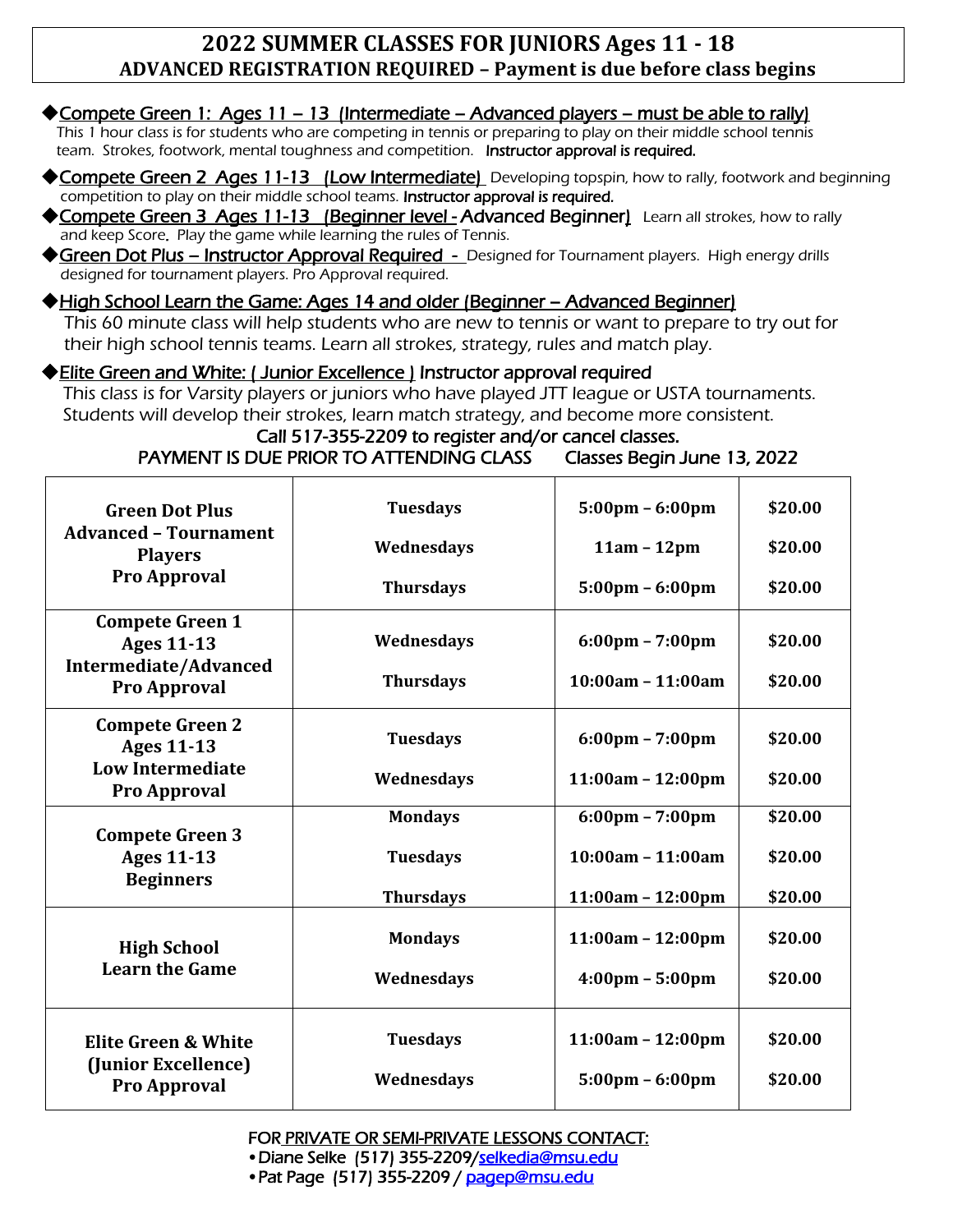## 2022 SUMMER CLASSES FOR JUNIORS Ages 11 - 18
### ADVANCED REGISTRATION REQUIRED – Payment is due before class begins

◆Compete Green 1: Ages 11 – 13 (Intermediate – Advanced players – must be able to rally)
This 1 hour class is for students who are competing in tennis or preparing to play on their middle school tennis team. Strokes, footwork, mental toughness and competition. **Instructor approval is required.**

◆Compete Green 2 Ages 11-13 (Low Intermediate) Developing topspin, how to rally, footwork and beginning competition to play on their middle school teams. **Instructor approval is required.**

◆Compete Green 3 Ages 11-13 (Beginner level - Advanced Beginner) Learn all strokes, how to rally and keep Score. Play the game while learning the rules of Tennis.

◆Green Dot Plus – Instructor Approval Required - Designed for Tournament players. High energy drills designed for tournament players. Pro Approval required.

◆High School Learn the Game: Ages 14 and older (Beginner – Advanced Beginner)
This 60 minute class will help students who are new to tennis or want to prepare to try out for their high school tennis teams. Learn all strokes, strategy, rules and match play.

◆Elite Green and White: ( Junior Excellence ) Instructor approval required
This class is for Varsity players or juniors who have played JTT league or USTA tournaments. Students will develop their strokes, learn match strategy, and become more consistent.

Call 517-355-2209 to register and/or cancel classes.

PAYMENT IS DUE PRIOR TO ATTENDING CLASS Classes Begin June 13, 2022

| | | | |
|---|---|---|---|
| **Green Dot Plus<br>Advanced – Tournament Players<br>Pro Approval** | **Tuesdays** | **5:00pm – 6:00pm** | **$20.00** |
| | **Wednesdays** | **11am – 12pm** | **$20.00** |
| | **Thursdays** | **5:00pm – 6:00pm** | **$20.00** |
| **Compete Green 1<br>Ages 11-13<br>Intermediate/Advanced<br>Pro Approval** | **Wednesdays** | **6:00pm – 7:00pm** | **$20.00** |
| | **Thursdays** | **10:00am – 11:00am** | **$20.00** |
| **Compete Green 2<br>Ages 11-13<br>Low Intermediate<br>Pro Approval** | **Tuesdays** | **6:00pm – 7:00pm** | **$20.00** |
| | **Wednesdays** | **11:00am – 12:00pm** | **$20.00** |
| **Compete Green 3<br>Ages 11-13<br>Beginners** | **Mondays** | **6:00pm – 7:00pm** | **$20.00** |
| | **Tuesdays** | **10:00am – 11:00am** | **$20.00** |
| | **Thursdays** | **11:00am – 12:00pm** | **$20.00** |
| **High School<br>Learn the Game** | **Mondays** | **11:00am – 12:00pm** | **$20.00** |
| | **Wednesdays** | **4:00pm – 5:00pm** | **$20.00** |
| **Elite Green & White<br>(Junior Excellence)<br>Pro Approval** | **Tuesdays** | **11:00am – 12:00pm** | **$20.00** |
| | **Wednesdays** | **5:00pm – 6:00pm** | **$20.00** |

FOR PRIVATE OR SEMI-PRIVATE LESSONS CONTACT:

- Diane Selke (517) 355-2209/selkedia@msu.edu
- Pat Page (517) 355-2209 / pagep@msu.edu